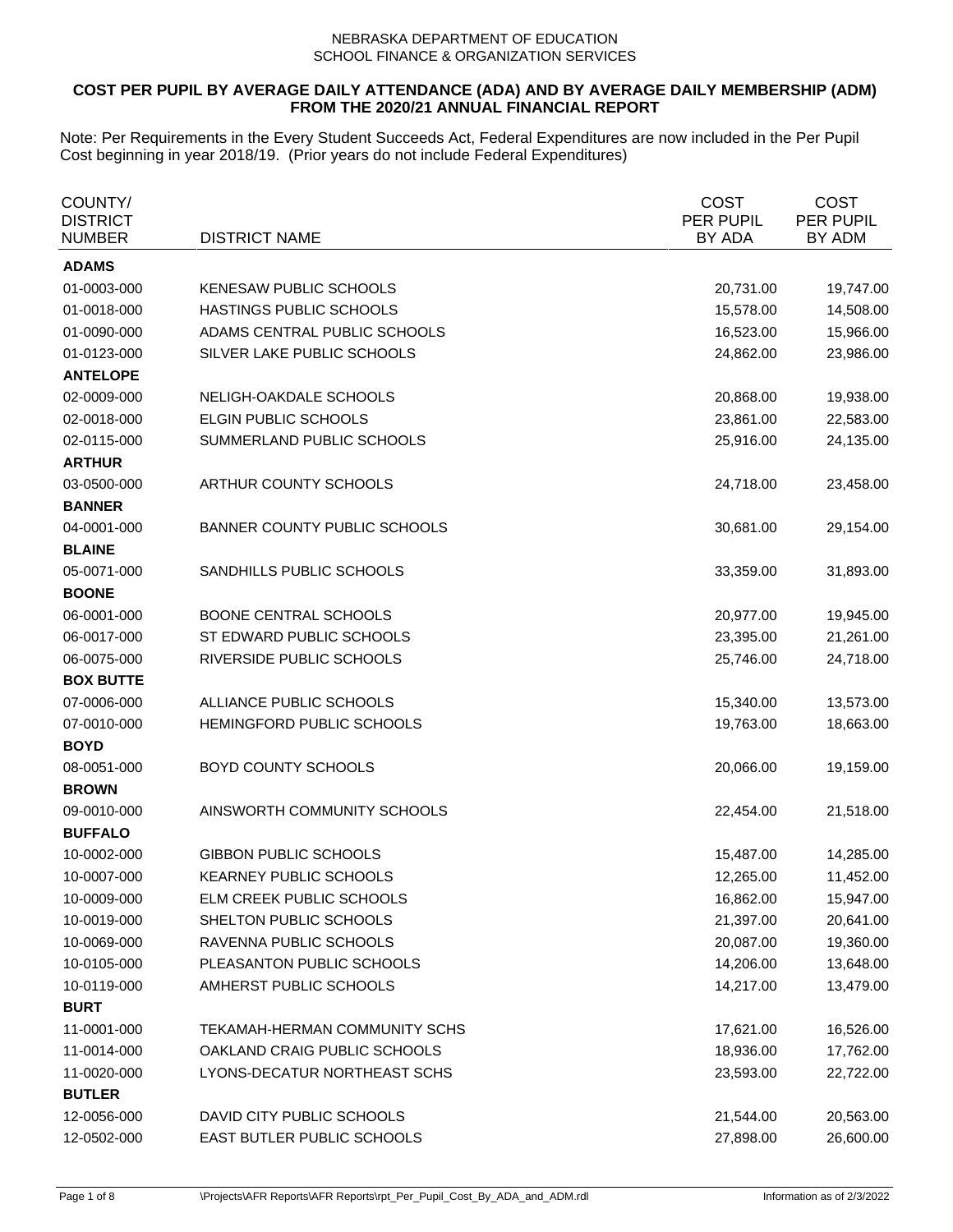NEBRASKA DEPARTMENT OF EDUCATION
SCHOOL FINANCE & ORGANIZATION SERVICES

## COST PER PUPIL BY AVERAGE DAILY ATTENDANCE (ADA) AND BY AVERAGE DAILY MEMBERSHIP (ADM) FROM THE 2020/21 ANNUAL FINANCIAL REPORT

Note: Per Requirements in the Every Student Succeeds Act, Federal Expenditures are now included in the Per Pupil Cost beginning in year 2018/19. (Prior years do not include Federal Expenditures)

| COUNTY/ DISTRICT NUMBER | DISTRICT NAME | COST PER PUPIL BY ADA | COST PER PUPIL BY ADM |
|---|---|---|---|
| **ADAMS** | | | |
| 01-0003-000 | KENESAW PUBLIC SCHOOLS | 20,731.00 | 19,747.00 |
| 01-0018-000 | HASTINGS PUBLIC SCHOOLS | 15,578.00 | 14,508.00 |
| 01-0090-000 | ADAMS CENTRAL PUBLIC SCHOOLS | 16,523.00 | 15,966.00 |
| 01-0123-000 | SILVER LAKE PUBLIC SCHOOLS | 24,862.00 | 23,986.00 |
| **ANTELOPE** | | | |
| 02-0009-000 | NELIGH-OAKDALE SCHOOLS | 20,868.00 | 19,938.00 |
| 02-0018-000 | ELGIN PUBLIC SCHOOLS | 23,861.00 | 22,583.00 |
| 02-0115-000 | SUMMERLAND PUBLIC SCHOOLS | 25,916.00 | 24,135.00 |
| **ARTHUR** | | | |
| 03-0500-000 | ARTHUR COUNTY SCHOOLS | 24,718.00 | 23,458.00 |
| **BANNER** | | | |
| 04-0001-000 | BANNER COUNTY PUBLIC SCHOOLS | 30,681.00 | 29,154.00 |
| **BLAINE** | | | |
| 05-0071-000 | SANDHILLS PUBLIC SCHOOLS | 33,359.00 | 31,893.00 |
| **BOONE** | | | |
| 06-0001-000 | BOONE CENTRAL SCHOOLS | 20,977.00 | 19,945.00 |
| 06-0017-000 | ST EDWARD PUBLIC SCHOOLS | 23,395.00 | 21,261.00 |
| 06-0075-000 | RIVERSIDE PUBLIC SCHOOLS | 25,746.00 | 24,718.00 |
| **BOX BUTTE** | | | |
| 07-0006-000 | ALLIANCE PUBLIC SCHOOLS | 15,340.00 | 13,573.00 |
| 07-0010-000 | HEMINGFORD PUBLIC SCHOOLS | 19,763.00 | 18,663.00 |
| **BOYD** | | | |
| 08-0051-000 | BOYD COUNTY SCHOOLS | 20,066.00 | 19,159.00 |
| **BROWN** | | | |
| 09-0010-000 | AINSWORTH COMMUNITY SCHOOLS | 22,454.00 | 21,518.00 |
| **BUFFALO** | | | |
| 10-0002-000 | GIBBON PUBLIC SCHOOLS | 15,487.00 | 14,285.00 |
| 10-0007-000 | KEARNEY PUBLIC SCHOOLS | 12,265.00 | 11,452.00 |
| 10-0009-000 | ELM CREEK PUBLIC SCHOOLS | 16,862.00 | 15,947.00 |
| 10-0019-000 | SHELTON PUBLIC SCHOOLS | 21,397.00 | 20,641.00 |
| 10-0069-000 | RAVENNA PUBLIC SCHOOLS | 20,087.00 | 19,360.00 |
| 10-0105-000 | PLEASANTON PUBLIC SCHOOLS | 14,206.00 | 13,648.00 |
| 10-0119-000 | AMHERST PUBLIC SCHOOLS | 14,217.00 | 13,479.00 |
| **BURT** | | | |
| 11-0001-000 | TEKAMAH-HERMAN COMMUNITY SCHS | 17,621.00 | 16,526.00 |
| 11-0014-000 | OAKLAND CRAIG PUBLIC SCHOOLS | 18,936.00 | 17,762.00 |
| 11-0020-000 | LYONS-DECATUR NORTHEAST SCHS | 23,593.00 | 22,722.00 |
| **BUTLER** | | | |
| 12-0056-000 | DAVID CITY PUBLIC SCHOOLS | 21,544.00 | 20,563.00 |
| 12-0502-000 | EAST BUTLER PUBLIC SCHOOLS | 27,898.00 | 26,600.00 |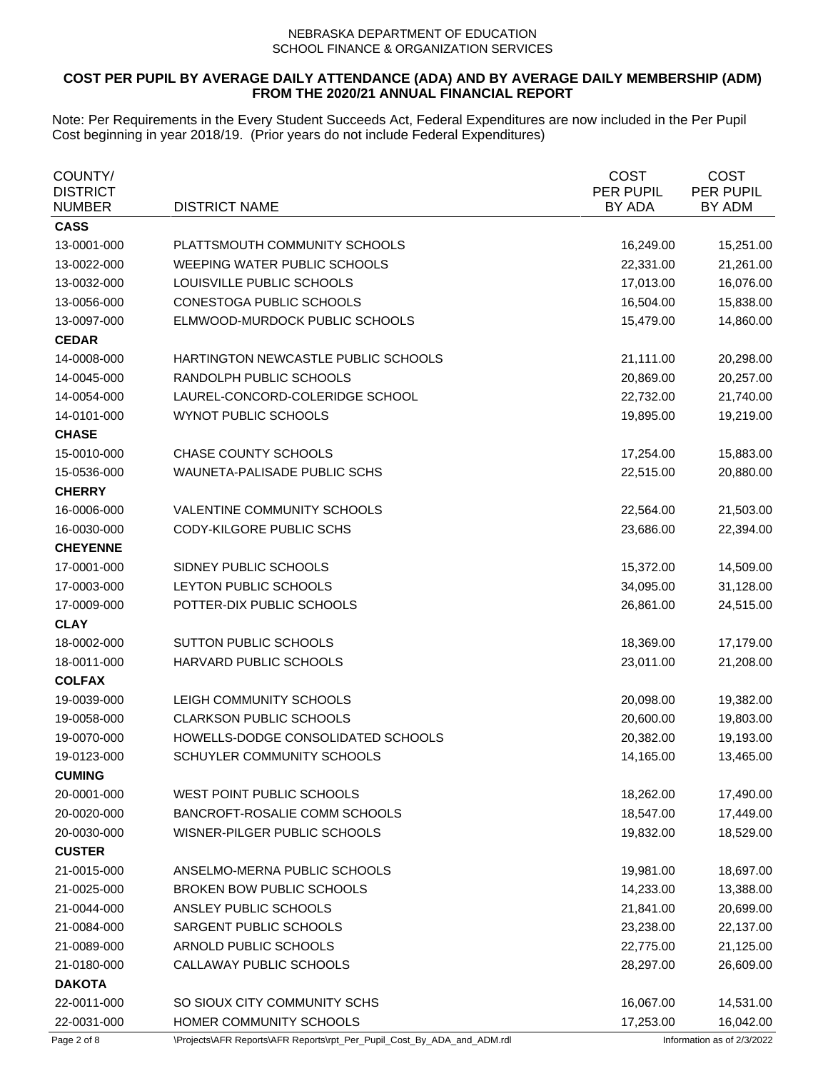NEBRASKA DEPARTMENT OF EDUCATION
SCHOOL FINANCE & ORGANIZATION SERVICES

**COST PER PUPIL BY AVERAGE DAILY ATTENDANCE (ADA) AND BY AVERAGE DAILY MEMBERSHIP (ADM) FROM THE 2020/21 ANNUAL FINANCIAL REPORT**

Note: Per Requirements in the Every Student Succeeds Act, Federal Expenditures are now included in the Per Pupil Cost beginning in year 2018/19. (Prior years do not include Federal Expenditures)

| COUNTY/ DISTRICT NUMBER | DISTRICT NAME | COST PER PUPIL BY ADA | COST PER PUPIL BY ADM |
|---|---|---|---|
| **CASS** | | | |
| 13-0001-000 | PLATTSMOUTH COMMUNITY SCHOOLS | 16,249.00 | 15,251.00 |
| 13-0022-000 | WEEPING WATER PUBLIC SCHOOLS | 22,331.00 | 21,261.00 |
| 13-0032-000 | LOUISVILLE PUBLIC SCHOOLS | 17,013.00 | 16,076.00 |
| 13-0056-000 | CONESTOGA PUBLIC SCHOOLS | 16,504.00 | 15,838.00 |
| 13-0097-000 | ELMWOOD-MURDOCK PUBLIC SCHOOLS | 15,479.00 | 14,860.00 |
| **CEDAR** | | | |
| 14-0008-000 | HARTINGTON NEWCASTLE PUBLIC SCHOOLS | 21,111.00 | 20,298.00 |
| 14-0045-000 | RANDOLPH PUBLIC SCHOOLS | 20,869.00 | 20,257.00 |
| 14-0054-000 | LAUREL-CONCORD-COLERIDGE SCHOOL | 22,732.00 | 21,740.00 |
| 14-0101-000 | WYNOT PUBLIC SCHOOLS | 19,895.00 | 19,219.00 |
| **CHASE** | | | |
| 15-0010-000 | CHASE COUNTY SCHOOLS | 17,254.00 | 15,883.00 |
| 15-0536-000 | WAUNETA-PALISADE PUBLIC SCHS | 22,515.00 | 20,880.00 |
| **CHERRY** | | | |
| 16-0006-000 | VALENTINE COMMUNITY SCHOOLS | 22,564.00 | 21,503.00 |
| 16-0030-000 | CODY-KILGORE PUBLIC SCHS | 23,686.00 | 22,394.00 |
| **CHEYENNE** | | | |
| 17-0001-000 | SIDNEY PUBLIC SCHOOLS | 15,372.00 | 14,509.00 |
| 17-0003-000 | LEYTON PUBLIC SCHOOLS | 34,095.00 | 31,128.00 |
| 17-0009-000 | POTTER-DIX PUBLIC SCHOOLS | 26,861.00 | 24,515.00 |
| **CLAY** | | | |
| 18-0002-000 | SUTTON PUBLIC SCHOOLS | 18,369.00 | 17,179.00 |
| 18-0011-000 | HARVARD PUBLIC SCHOOLS | 23,011.00 | 21,208.00 |
| **COLFAX** | | | |
| 19-0039-000 | LEIGH COMMUNITY SCHOOLS | 20,098.00 | 19,382.00 |
| 19-0058-000 | CLARKSON PUBLIC SCHOOLS | 20,600.00 | 19,803.00 |
| 19-0070-000 | HOWELLS-DODGE CONSOLIDATED SCHOOLS | 20,382.00 | 19,193.00 |
| 19-0123-000 | SCHUYLER COMMUNITY SCHOOLS | 14,165.00 | 13,465.00 |
| **CUMING** | | | |
| 20-0001-000 | WEST POINT PUBLIC SCHOOLS | 18,262.00 | 17,490.00 |
| 20-0020-000 | BANCROFT-ROSALIE COMM SCHOOLS | 18,547.00 | 17,449.00 |
| 20-0030-000 | WISNER-PILGER PUBLIC SCHOOLS | 19,832.00 | 18,529.00 |
| **CUSTER** | | | |
| 21-0015-000 | ANSELMO-MERNA PUBLIC SCHOOLS | 19,981.00 | 18,697.00 |
| 21-0025-000 | BROKEN BOW PUBLIC SCHOOLS | 14,233.00 | 13,388.00 |
| 21-0044-000 | ANSLEY PUBLIC SCHOOLS | 21,841.00 | 20,699.00 |
| 21-0084-000 | SARGENT PUBLIC SCHOOLS | 23,238.00 | 22,137.00 |
| 21-0089-000 | ARNOLD PUBLIC SCHOOLS | 22,775.00 | 21,125.00 |
| 21-0180-000 | CALLAWAY PUBLIC SCHOOLS | 28,297.00 | 26,609.00 |
| **DAKOTA** | | | |
| 22-0011-000 | SO SIOUX CITY COMMUNITY SCHS | 16,067.00 | 14,531.00 |
| 22-0031-000 | HOMER COMMUNITY SCHOOLS | 17,253.00 | 16,042.00 |

\Projects\AFR Reports\AFR Reports\rpt_Per_Pupil_Cost_By_ADA_and_ADM.rdl

Information as of 2/3/2022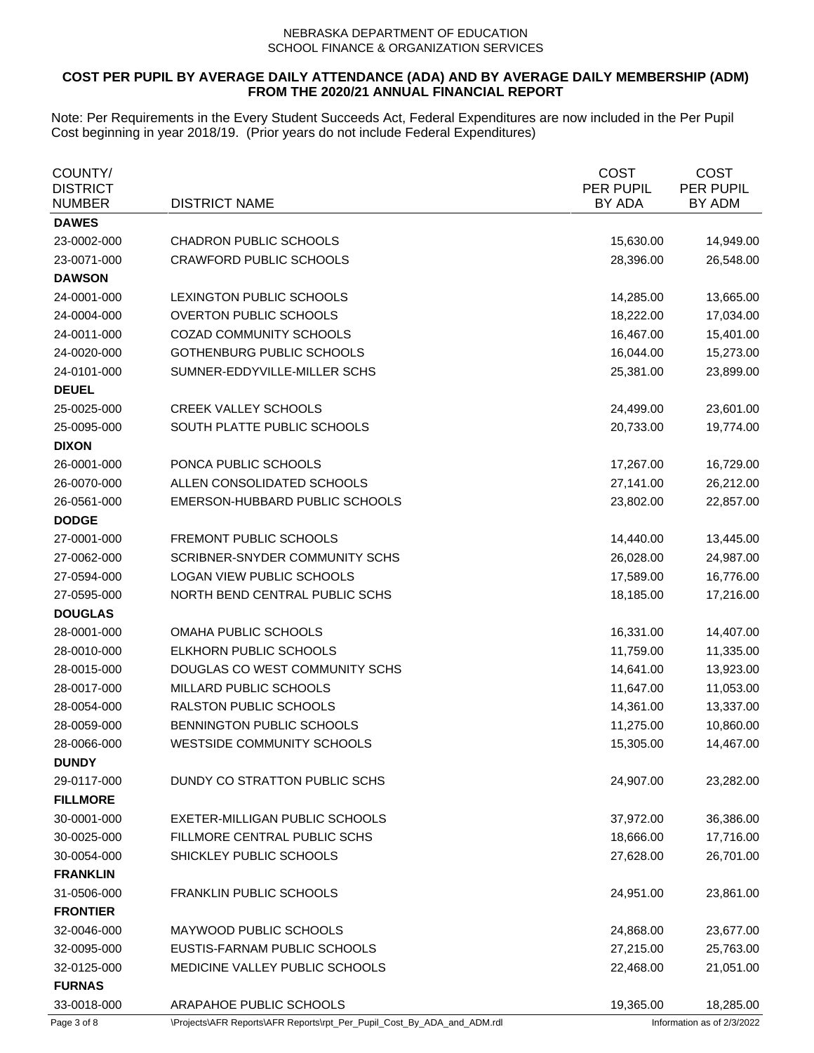NEBRASKA DEPARTMENT OF EDUCATION
SCHOOL FINANCE & ORGANIZATION SERVICES

**COST PER PUPIL BY AVERAGE DAILY ATTENDANCE (ADA) AND BY AVERAGE DAILY MEMBERSHIP (ADM) FROM THE 2020/21 ANNUAL FINANCIAL REPORT**

Note: Per Requirements in the Every Student Succeeds Act, Federal Expenditures are now included in the Per Pupil Cost beginning in year 2018/19. (Prior years do not include Federal Expenditures)

| COUNTY/ DISTRICT NUMBER | DISTRICT NAME | COST PER PUPIL BY ADA | COST PER PUPIL BY ADM |
|---|---|---|---|
| **DAWES** | | | |
| 23-0002-000 | CHADRON PUBLIC SCHOOLS | 15,630.00 | 14,949.00 |
| 23-0071-000 | CRAWFORD PUBLIC SCHOOLS | 28,396.00 | 26,548.00 |
| **DAWSON** | | | |
| 24-0001-000 | LEXINGTON PUBLIC SCHOOLS | 14,285.00 | 13,665.00 |
| 24-0004-000 | OVERTON PUBLIC SCHOOLS | 18,222.00 | 17,034.00 |
| 24-0011-000 | COZAD COMMUNITY SCHOOLS | 16,467.00 | 15,401.00 |
| 24-0020-000 | GOTHENBURG PUBLIC SCHOOLS | 16,044.00 | 15,273.00 |
| 24-0101-000 | SUMNER-EDDYVILLE-MILLER SCHS | 25,381.00 | 23,899.00 |
| **DEUEL** | | | |
| 25-0025-000 | CREEK VALLEY SCHOOLS | 24,499.00 | 23,601.00 |
| 25-0095-000 | SOUTH PLATTE PUBLIC SCHOOLS | 20,733.00 | 19,774.00 |
| **DIXON** | | | |
| 26-0001-000 | PONCA PUBLIC SCHOOLS | 17,267.00 | 16,729.00 |
| 26-0070-000 | ALLEN CONSOLIDATED SCHOOLS | 27,141.00 | 26,212.00 |
| 26-0561-000 | EMERSON-HUBBARD PUBLIC SCHOOLS | 23,802.00 | 22,857.00 |
| **DODGE** | | | |
| 27-0001-000 | FREMONT PUBLIC SCHOOLS | 14,440.00 | 13,445.00 |
| 27-0062-000 | SCRIBNER-SNYDER COMMUNITY SCHS | 26,028.00 | 24,987.00 |
| 27-0594-000 | LOGAN VIEW PUBLIC SCHOOLS | 17,589.00 | 16,776.00 |
| 27-0595-000 | NORTH BEND CENTRAL PUBLIC SCHS | 18,185.00 | 17,216.00 |
| **DOUGLAS** | | | |
| 28-0001-000 | OMAHA PUBLIC SCHOOLS | 16,331.00 | 14,407.00 |
| 28-0010-000 | ELKHORN PUBLIC SCHOOLS | 11,759.00 | 11,335.00 |
| 28-0015-000 | DOUGLAS CO WEST COMMUNITY SCHS | 14,641.00 | 13,923.00 |
| 28-0017-000 | MILLARD PUBLIC SCHOOLS | 11,647.00 | 11,053.00 |
| 28-0054-000 | RALSTON PUBLIC SCHOOLS | 14,361.00 | 13,337.00 |
| 28-0059-000 | BENNINGTON PUBLIC SCHOOLS | 11,275.00 | 10,860.00 |
| 28-0066-000 | WESTSIDE COMMUNITY SCHOOLS | 15,305.00 | 14,467.00 |
| **DUNDY** | | | |
| 29-0117-000 | DUNDY CO STRATTON PUBLIC SCHS | 24,907.00 | 23,282.00 |
| **FILLMORE** | | | |
| 30-0001-000 | EXETER-MILLIGAN PUBLIC SCHOOLS | 37,972.00 | 36,386.00 |
| 30-0025-000 | FILLMORE CENTRAL PUBLIC SCHS | 18,666.00 | 17,716.00 |
| 30-0054-000 | SHICKLEY PUBLIC SCHOOLS | 27,628.00 | 26,701.00 |
| **FRANKLIN** | | | |
| 31-0506-000 | FRANKLIN PUBLIC SCHOOLS | 24,951.00 | 23,861.00 |
| **FRONTIER** | | | |
| 32-0046-000 | MAYWOOD PUBLIC SCHOOLS | 24,868.00 | 23,677.00 |
| 32-0095-000 | EUSTIS-FARNAM PUBLIC SCHOOLS | 27,215.00 | 25,763.00 |
| 32-0125-000 | MEDICINE VALLEY PUBLIC SCHOOLS | 22,468.00 | 21,051.00 |
| **FURNAS** | | | |
| 33-0018-000 | ARAPAHOE PUBLIC SCHOOLS | 19,365.00 | 18,285.00 |

\Projects\AFR Reports\AFR Reports\rpt_Per_Pupil_Cost_By_ADA_and_ADM.rdl — Information as of 2/3/2022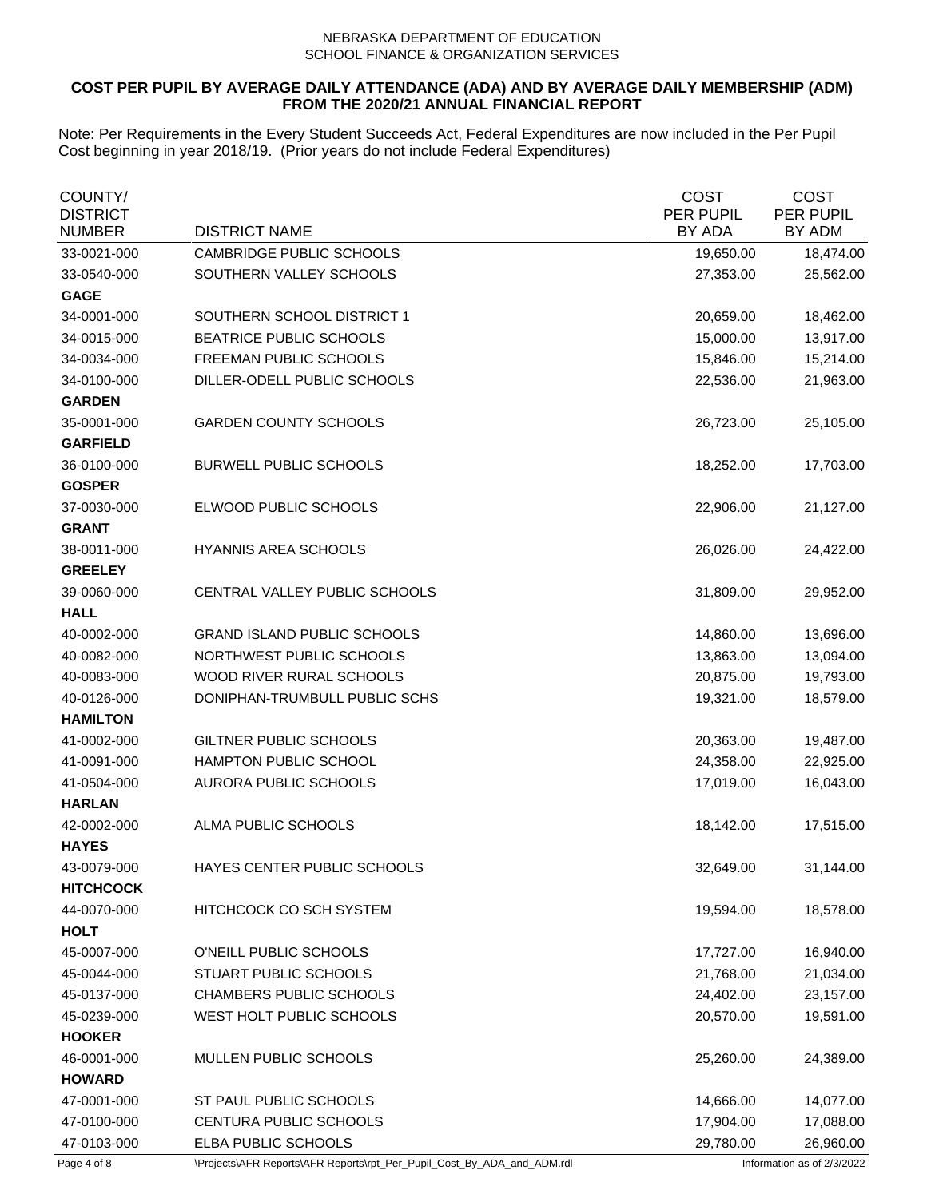NEBRASKA DEPARTMENT OF EDUCATION
SCHOOL FINANCE & ORGANIZATION SERVICES

**COST PER PUPIL BY AVERAGE DAILY ATTENDANCE (ADA) AND BY AVERAGE DAILY MEMBERSHIP (ADM) FROM THE 2020/21 ANNUAL FINANCIAL REPORT**

Note: Per Requirements in the Every Student Succeeds Act, Federal Expenditures are now included in the Per Pupil Cost beginning in year 2018/19. (Prior years do not include Federal Expenditures)

| COUNTY/ DISTRICT NUMBER | DISTRICT NAME | COST PER PUPIL BY ADA | COST PER PUPIL BY ADM |
|---|---|---|---|
| 33-0021-000 | CAMBRIDGE PUBLIC SCHOOLS | 19,650.00 | 18,474.00 |
| 33-0540-000 | SOUTHERN VALLEY SCHOOLS | 27,353.00 | 25,562.00 |
| **GAGE** | | | |
| 34-0001-000 | SOUTHERN SCHOOL DISTRICT 1 | 20,659.00 | 18,462.00 |
| 34-0015-000 | BEATRICE PUBLIC SCHOOLS | 15,000.00 | 13,917.00 |
| 34-0034-000 | FREEMAN PUBLIC SCHOOLS | 15,846.00 | 15,214.00 |
| 34-0100-000 | DILLER-ODELL PUBLIC SCHOOLS | 22,536.00 | 21,963.00 |
| **GARDEN** | | | |
| 35-0001-000 | GARDEN COUNTY SCHOOLS | 26,723.00 | 25,105.00 |
| **GARFIELD** | | | |
| 36-0100-000 | BURWELL PUBLIC SCHOOLS | 18,252.00 | 17,703.00 |
| **GOSPER** | | | |
| 37-0030-000 | ELWOOD PUBLIC SCHOOLS | 22,906.00 | 21,127.00 |
| **GRANT** | | | |
| 38-0011-000 | HYANNIS AREA SCHOOLS | 26,026.00 | 24,422.00 |
| **GREELEY** | | | |
| 39-0060-000 | CENTRAL VALLEY PUBLIC SCHOOLS | 31,809.00 | 29,952.00 |
| **HALL** | | | |
| 40-0002-000 | GRAND ISLAND PUBLIC SCHOOLS | 14,860.00 | 13,696.00 |
| 40-0082-000 | NORTHWEST PUBLIC SCHOOLS | 13,863.00 | 13,094.00 |
| 40-0083-000 | WOOD RIVER RURAL SCHOOLS | 20,875.00 | 19,793.00 |
| 40-0126-000 | DONIPHAN-TRUMBULL PUBLIC SCHS | 19,321.00 | 18,579.00 |
| **HAMILTON** | | | |
| 41-0002-000 | GILTNER PUBLIC SCHOOLS | 20,363.00 | 19,487.00 |
| 41-0091-000 | HAMPTON PUBLIC SCHOOL | 24,358.00 | 22,925.00 |
| 41-0504-000 | AURORA PUBLIC SCHOOLS | 17,019.00 | 16,043.00 |
| **HARLAN** | | | |
| 42-0002-000 | ALMA PUBLIC SCHOOLS | 18,142.00 | 17,515.00 |
| **HAYES** | | | |
| 43-0079-000 | HAYES CENTER PUBLIC SCHOOLS | 32,649.00 | 31,144.00 |
| **HITCHCOCK** | | | |
| 44-0070-000 | HITCHCOCK CO SCH SYSTEM | 19,594.00 | 18,578.00 |
| **HOLT** | | | |
| 45-0007-000 | O'NEILL PUBLIC SCHOOLS | 17,727.00 | 16,940.00 |
| 45-0044-000 | STUART PUBLIC SCHOOLS | 21,768.00 | 21,034.00 |
| 45-0137-000 | CHAMBERS PUBLIC SCHOOLS | 24,402.00 | 23,157.00 |
| 45-0239-000 | WEST HOLT PUBLIC SCHOOLS | 20,570.00 | 19,591.00 |
| **HOOKER** | | | |
| 46-0001-000 | MULLEN PUBLIC SCHOOLS | 25,260.00 | 24,389.00 |
| **HOWARD** | | | |
| 47-0001-000 | ST PAUL PUBLIC SCHOOLS | 14,666.00 | 14,077.00 |
| 47-0100-000 | CENTURA PUBLIC SCHOOLS | 17,904.00 | 17,088.00 |
| 47-0103-000 | ELBA PUBLIC SCHOOLS | 29,780.00 | 26,960.00 |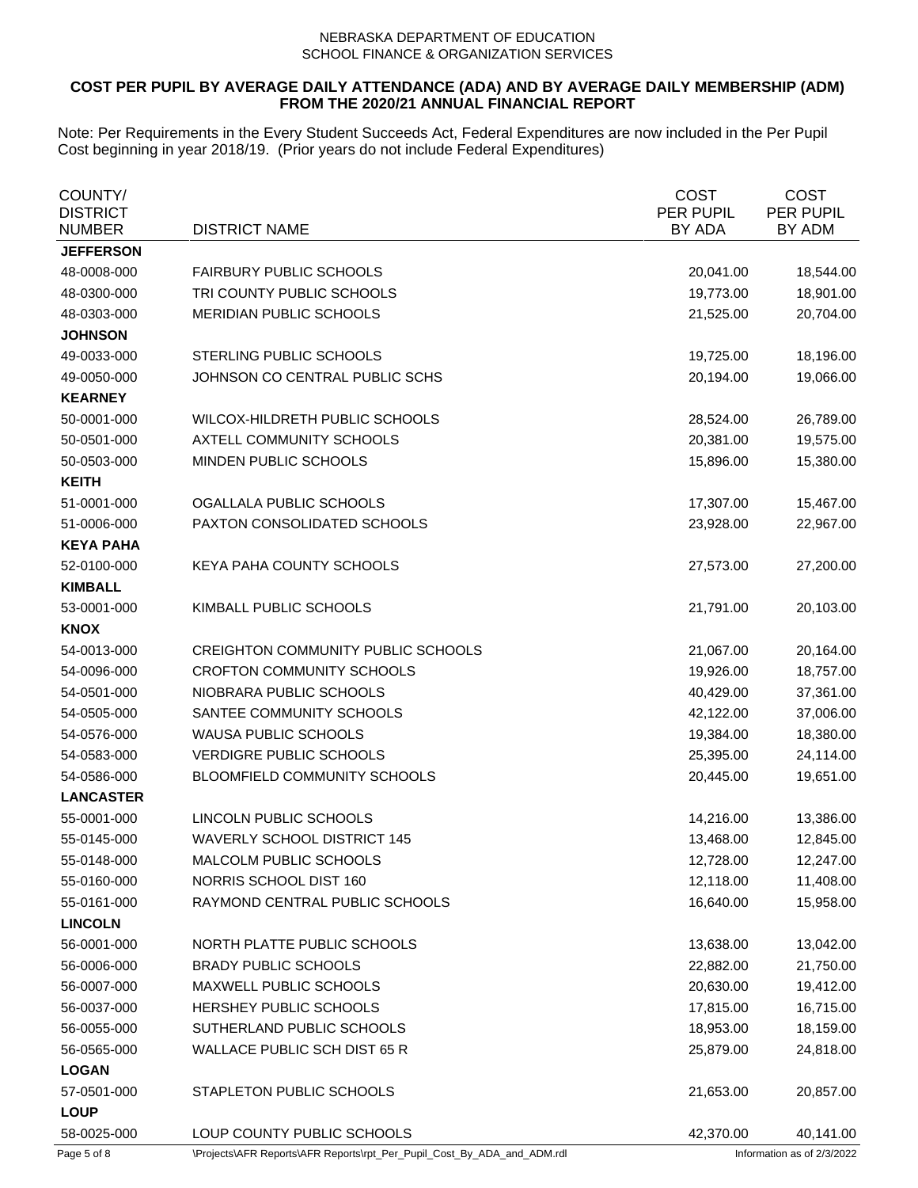NEBRASKA DEPARTMENT OF EDUCATION
SCHOOL FINANCE & ORGANIZATION SERVICES

**COST PER PUPIL BY AVERAGE DAILY ATTENDANCE (ADA) AND BY AVERAGE DAILY MEMBERSHIP (ADM) FROM THE 2020/21 ANNUAL FINANCIAL REPORT**

Note: Per Requirements in the Every Student Succeeds Act, Federal Expenditures are now included in the Per Pupil Cost beginning in year 2018/19. (Prior years do not include Federal Expenditures)

| COUNTY/ DISTRICT NUMBER | DISTRICT NAME | COST PER PUPIL BY ADA | COST PER PUPIL BY ADM |
|---|---|---|---|
| **JEFFERSON** | | | |
| 48-0008-000 | FAIRBURY PUBLIC SCHOOLS | 20,041.00 | 18,544.00 |
| 48-0300-000 | TRI COUNTY PUBLIC SCHOOLS | 19,773.00 | 18,901.00 |
| 48-0303-000 | MERIDIAN PUBLIC SCHOOLS | 21,525.00 | 20,704.00 |
| **JOHNSON** | | | |
| 49-0033-000 | STERLING PUBLIC SCHOOLS | 19,725.00 | 18,196.00 |
| 49-0050-000 | JOHNSON CO CENTRAL PUBLIC SCHS | 20,194.00 | 19,066.00 |
| **KEARNEY** | | | |
| 50-0001-000 | WILCOX-HILDRETH PUBLIC SCHOOLS | 28,524.00 | 26,789.00 |
| 50-0501-000 | AXTELL COMMUNITY SCHOOLS | 20,381.00 | 19,575.00 |
| 50-0503-000 | MINDEN PUBLIC SCHOOLS | 15,896.00 | 15,380.00 |
| **KEITH** | | | |
| 51-0001-000 | OGALLALA PUBLIC SCHOOLS | 17,307.00 | 15,467.00 |
| 51-0006-000 | PAXTON CONSOLIDATED SCHOOLS | 23,928.00 | 22,967.00 |
| **KEYA PAHA** | | | |
| 52-0100-000 | KEYA PAHA COUNTY SCHOOLS | 27,573.00 | 27,200.00 |
| **KIMBALL** | | | |
| 53-0001-000 | KIMBALL PUBLIC SCHOOLS | 21,791.00 | 20,103.00 |
| **KNOX** | | | |
| 54-0013-000 | CREIGHTON COMMUNITY PUBLIC SCHOOLS | 21,067.00 | 20,164.00 |
| 54-0096-000 | CROFTON COMMUNITY SCHOOLS | 19,926.00 | 18,757.00 |
| 54-0501-000 | NIOBRARA PUBLIC SCHOOLS | 40,429.00 | 37,361.00 |
| 54-0505-000 | SANTEE COMMUNITY SCHOOLS | 42,122.00 | 37,006.00 |
| 54-0576-000 | WAUSA PUBLIC SCHOOLS | 19,384.00 | 18,380.00 |
| 54-0583-000 | VERDIGRE PUBLIC SCHOOLS | 25,395.00 | 24,114.00 |
| 54-0586-000 | BLOOMFIELD COMMUNITY SCHOOLS | 20,445.00 | 19,651.00 |
| **LANCASTER** | | | |
| 55-0001-000 | LINCOLN PUBLIC SCHOOLS | 14,216.00 | 13,386.00 |
| 55-0145-000 | WAVERLY SCHOOL DISTRICT 145 | 13,468.00 | 12,845.00 |
| 55-0148-000 | MALCOLM PUBLIC SCHOOLS | 12,728.00 | 12,247.00 |
| 55-0160-000 | NORRIS SCHOOL DIST 160 | 12,118.00 | 11,408.00 |
| 55-0161-000 | RAYMOND CENTRAL PUBLIC SCHOOLS | 16,640.00 | 15,958.00 |
| **LINCOLN** | | | |
| 56-0001-000 | NORTH PLATTE PUBLIC SCHOOLS | 13,638.00 | 13,042.00 |
| 56-0006-000 | BRADY PUBLIC SCHOOLS | 22,882.00 | 21,750.00 |
| 56-0007-000 | MAXWELL PUBLIC SCHOOLS | 20,630.00 | 19,412.00 |
| 56-0037-000 | HERSHEY PUBLIC SCHOOLS | 17,815.00 | 16,715.00 |
| 56-0055-000 | SUTHERLAND PUBLIC SCHOOLS | 18,953.00 | 18,159.00 |
| 56-0565-000 | WALLACE PUBLIC SCH DIST 65 R | 25,879.00 | 24,818.00 |
| **LOGAN** | | | |
| 57-0501-000 | STAPLETON PUBLIC SCHOOLS | 21,653.00 | 20,857.00 |
| **LOUP** | | | |
| 58-0025-000 | LOUP COUNTY PUBLIC SCHOOLS | 42,370.00 | 40,141.00 |

\Projects\AFR Reports\AFR Reports\rpt_Per_Pupil_Cost_By_ADA_and_ADM.rdl    Information as of 2/3/2022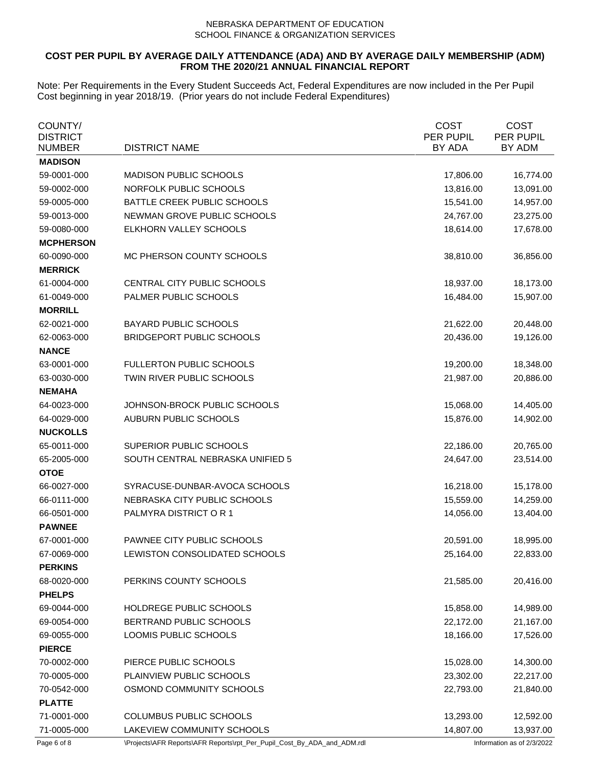NEBRASKA DEPARTMENT OF EDUCATION
SCHOOL FINANCE & ORGANIZATION SERVICES

**COST PER PUPIL BY AVERAGE DAILY ATTENDANCE (ADA) AND BY AVERAGE DAILY MEMBERSHIP (ADM)**
**FROM THE 2020/21 ANNUAL FINANCIAL REPORT**

Note: Per Requirements in the Every Student Succeeds Act, Federal Expenditures are now included in the Per Pupil Cost beginning in year 2018/19. (Prior years do not include Federal Expenditures)

| COUNTY/ DISTRICT NUMBER | DISTRICT NAME | COST PER PUPIL BY ADA | COST PER PUPIL BY ADM |
|---|---|---|---|
| **MADISON** | | | |
| 59-0001-000 | MADISON PUBLIC SCHOOLS | 17,806.00 | 16,774.00 |
| 59-0002-000 | NORFOLK PUBLIC SCHOOLS | 13,816.00 | 13,091.00 |
| 59-0005-000 | BATTLE CREEK PUBLIC SCHOOLS | 15,541.00 | 14,957.00 |
| 59-0013-000 | NEWMAN GROVE PUBLIC SCHOOLS | 24,767.00 | 23,275.00 |
| 59-0080-000 | ELKHORN VALLEY SCHOOLS | 18,614.00 | 17,678.00 |
| **MCPHERSON** | | | |
| 60-0090-000 | MC PHERSON COUNTY SCHOOLS | 38,810.00 | 36,856.00 |
| **MERRICK** | | | |
| 61-0004-000 | CENTRAL CITY PUBLIC SCHOOLS | 18,937.00 | 18,173.00 |
| 61-0049-000 | PALMER PUBLIC SCHOOLS | 16,484.00 | 15,907.00 |
| **MORRILL** | | | |
| 62-0021-000 | BAYARD PUBLIC SCHOOLS | 21,622.00 | 20,448.00 |
| 62-0063-000 | BRIDGEPORT PUBLIC SCHOOLS | 20,436.00 | 19,126.00 |
| **NANCE** | | | |
| 63-0001-000 | FULLERTON PUBLIC SCHOOLS | 19,200.00 | 18,348.00 |
| 63-0030-000 | TWIN RIVER PUBLIC SCHOOLS | 21,987.00 | 20,886.00 |
| **NEMAHA** | | | |
| 64-0023-000 | JOHNSON-BROCK PUBLIC SCHOOLS | 15,068.00 | 14,405.00 |
| 64-0029-000 | AUBURN PUBLIC SCHOOLS | 15,876.00 | 14,902.00 |
| **NUCKOLLS** | | | |
| 65-0011-000 | SUPERIOR PUBLIC SCHOOLS | 22,186.00 | 20,765.00 |
| 65-2005-000 | SOUTH CENTRAL NEBRASKA UNIFIED 5 | 24,647.00 | 23,514.00 |
| **OTOE** | | | |
| 66-0027-000 | SYRACUSE-DUNBAR-AVOCA SCHOOLS | 16,218.00 | 15,178.00 |
| 66-0111-000 | NEBRASKA CITY PUBLIC SCHOOLS | 15,559.00 | 14,259.00 |
| 66-0501-000 | PALMYRA DISTRICT O R 1 | 14,056.00 | 13,404.00 |
| **PAWNEE** | | | |
| 67-0001-000 | PAWNEE CITY PUBLIC SCHOOLS | 20,591.00 | 18,995.00 |
| 67-0069-000 | LEWISTON CONSOLIDATED SCHOOLS | 25,164.00 | 22,833.00 |
| **PERKINS** | | | |
| 68-0020-000 | PERKINS COUNTY SCHOOLS | 21,585.00 | 20,416.00 |
| **PHELPS** | | | |
| 69-0044-000 | HOLDREGE PUBLIC SCHOOLS | 15,858.00 | 14,989.00 |
| 69-0054-000 | BERTRAND PUBLIC SCHOOLS | 22,172.00 | 21,167.00 |
| 69-0055-000 | LOOMIS PUBLIC SCHOOLS | 18,166.00 | 17,526.00 |
| **PIERCE** | | | |
| 70-0002-000 | PIERCE PUBLIC SCHOOLS | 15,028.00 | 14,300.00 |
| 70-0005-000 | PLAINVIEW PUBLIC SCHOOLS | 23,302.00 | 22,217.00 |
| 70-0542-000 | OSMOND COMMUNITY SCHOOLS | 22,793.00 | 21,840.00 |
| **PLATTE** | | | |
| 71-0001-000 | COLUMBUS PUBLIC SCHOOLS | 13,293.00 | 12,592.00 |
| 71-0005-000 | LAKEVIEW COMMUNITY SCHOOLS | 14,807.00 | 13,937.00 |

\Projects\AFR Reports\AFR Reports\rpt_Per_Pupil_Cost_By_ADA_and_ADM.rdl

Information as of 2/3/2022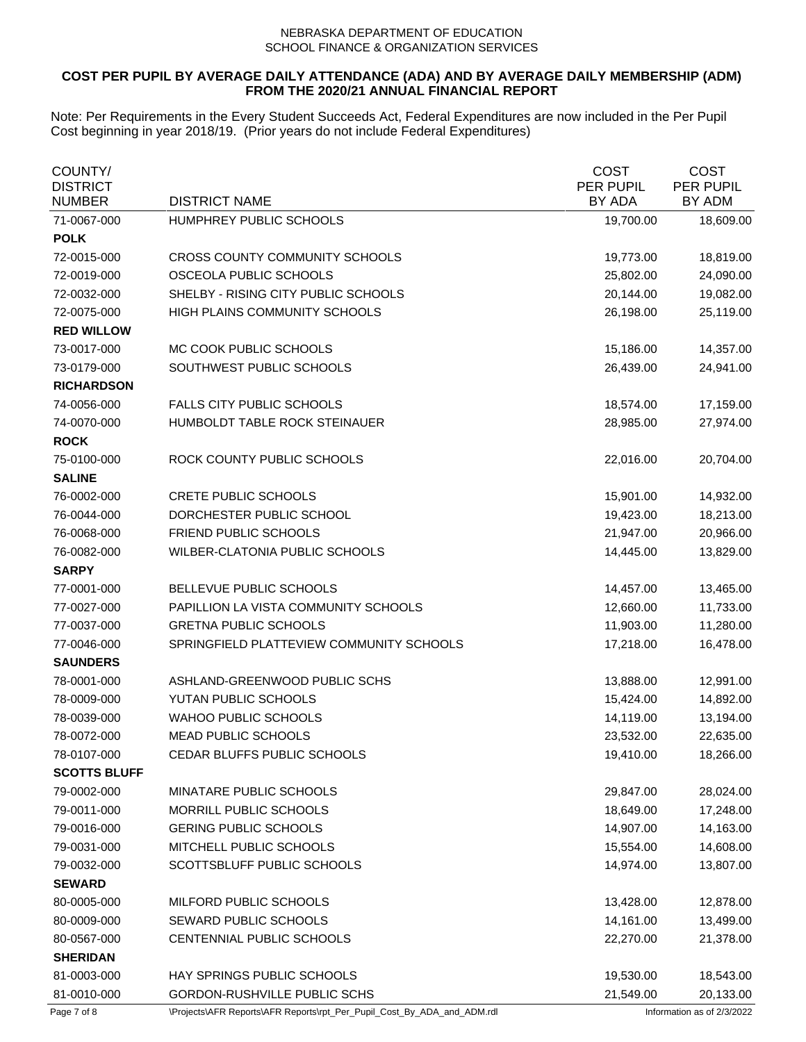NEBRASKA DEPARTMENT OF EDUCATION
SCHOOL FINANCE & ORGANIZATION SERVICES

**COST PER PUPIL BY AVERAGE DAILY ATTENDANCE (ADA) AND BY AVERAGE DAILY MEMBERSHIP (ADM) FROM THE 2020/21 ANNUAL FINANCIAL REPORT**

Note: Per Requirements in the Every Student Succeeds Act, Federal Expenditures are now included in the Per Pupil Cost beginning in year 2018/19. (Prior years do not include Federal Expenditures)

| COUNTY/ DISTRICT NUMBER | DISTRICT NAME | COST PER PUPIL BY ADA | COST PER PUPIL BY ADM |
|---|---|---|---|
| 71-0067-000 | HUMPHREY PUBLIC SCHOOLS | 19,700.00 | 18,609.00 |
| **POLK** | | | |
| 72-0015-000 | CROSS COUNTY COMMUNITY SCHOOLS | 19,773.00 | 18,819.00 |
| 72-0019-000 | OSCEOLA PUBLIC SCHOOLS | 25,802.00 | 24,090.00 |
| 72-0032-000 | SHELBY - RISING CITY PUBLIC SCHOOLS | 20,144.00 | 19,082.00 |
| 72-0075-000 | HIGH PLAINS COMMUNITY SCHOOLS | 26,198.00 | 25,119.00 |
| **RED WILLOW** | | | |
| 73-0017-000 | MC COOK PUBLIC SCHOOLS | 15,186.00 | 14,357.00 |
| 73-0179-000 | SOUTHWEST PUBLIC SCHOOLS | 26,439.00 | 24,941.00 |
| **RICHARDSON** | | | |
| 74-0056-000 | FALLS CITY PUBLIC SCHOOLS | 18,574.00 | 17,159.00 |
| 74-0070-000 | HUMBOLDT TABLE ROCK STEINAUER | 28,985.00 | 27,974.00 |
| **ROCK** | | | |
| 75-0100-000 | ROCK COUNTY PUBLIC SCHOOLS | 22,016.00 | 20,704.00 |
| **SALINE** | | | |
| 76-0002-000 | CRETE PUBLIC SCHOOLS | 15,901.00 | 14,932.00 |
| 76-0044-000 | DORCHESTER PUBLIC SCHOOL | 19,423.00 | 18,213.00 |
| 76-0068-000 | FRIEND PUBLIC SCHOOLS | 21,947.00 | 20,966.00 |
| 76-0082-000 | WILBER-CLATONIA PUBLIC SCHOOLS | 14,445.00 | 13,829.00 |
| **SARPY** | | | |
| 77-0001-000 | BELLEVUE PUBLIC SCHOOLS | 14,457.00 | 13,465.00 |
| 77-0027-000 | PAPILLION LA VISTA COMMUNITY SCHOOLS | 12,660.00 | 11,733.00 |
| 77-0037-000 | GRETNA PUBLIC SCHOOLS | 11,903.00 | 11,280.00 |
| 77-0046-000 | SPRINGFIELD PLATTEVIEW COMMUNITY SCHOOLS | 17,218.00 | 16,478.00 |
| **SAUNDERS** | | | |
| 78-0001-000 | ASHLAND-GREENWOOD PUBLIC SCHS | 13,888.00 | 12,991.00 |
| 78-0009-000 | YUTAN PUBLIC SCHOOLS | 15,424.00 | 14,892.00 |
| 78-0039-000 | WAHOO PUBLIC SCHOOLS | 14,119.00 | 13,194.00 |
| 78-0072-000 | MEAD PUBLIC SCHOOLS | 23,532.00 | 22,635.00 |
| 78-0107-000 | CEDAR BLUFFS PUBLIC SCHOOLS | 19,410.00 | 18,266.00 |
| **SCOTTS BLUFF** | | | |
| 79-0002-000 | MINATARE PUBLIC SCHOOLS | 29,847.00 | 28,024.00 |
| 79-0011-000 | MORRILL PUBLIC SCHOOLS | 18,649.00 | 17,248.00 |
| 79-0016-000 | GERING PUBLIC SCHOOLS | 14,907.00 | 14,163.00 |
| 79-0031-000 | MITCHELL PUBLIC SCHOOLS | 15,554.00 | 14,608.00 |
| 79-0032-000 | SCOTTSBLUFF PUBLIC SCHOOLS | 14,974.00 | 13,807.00 |
| **SEWARD** | | | |
| 80-0005-000 | MILFORD PUBLIC SCHOOLS | 13,428.00 | 12,878.00 |
| 80-0009-000 | SEWARD PUBLIC SCHOOLS | 14,161.00 | 13,499.00 |
| 80-0567-000 | CENTENNIAL PUBLIC SCHOOLS | 22,270.00 | 21,378.00 |
| **SHERIDAN** | | | |
| 81-0003-000 | HAY SPRINGS PUBLIC SCHOOLS | 19,530.00 | 18,543.00 |
| 81-0010-000 | GORDON-RUSHVILLE PUBLIC SCHS | 21,549.00 | 20,133.00 |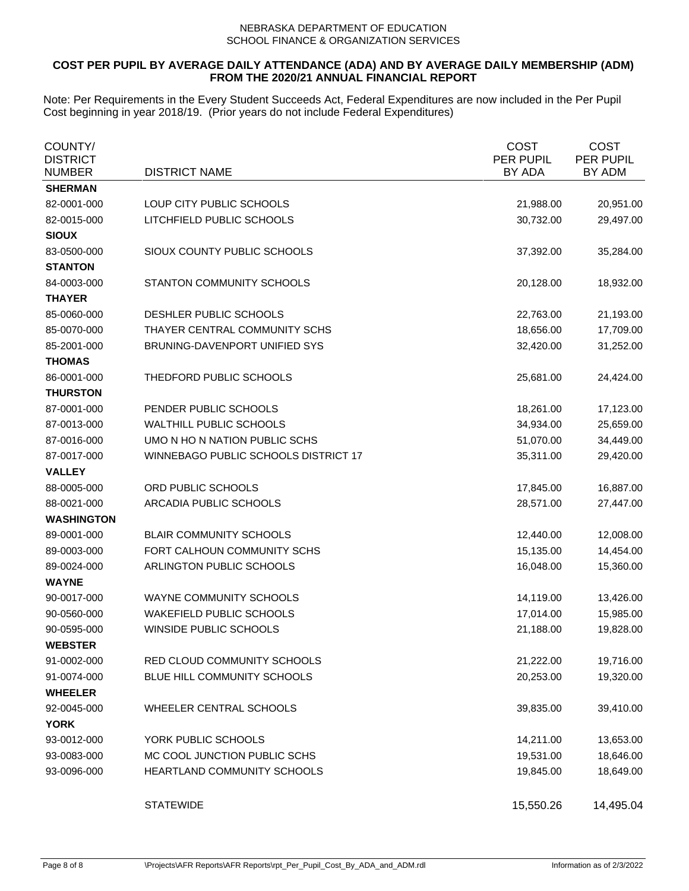NEBRASKA DEPARTMENT OF EDUCATION
SCHOOL FINANCE & ORGANIZATION SERVICES

**COST PER PUPIL BY AVERAGE DAILY ATTENDANCE (ADA) AND BY AVERAGE DAILY MEMBERSHIP (ADM) FROM THE 2020/21 ANNUAL FINANCIAL REPORT**

Note: Per Requirements in the Every Student Succeeds Act, Federal Expenditures are now included in the Per Pupil Cost beginning in year 2018/19. (Prior years do not include Federal Expenditures)

| COUNTY/ DISTRICT NUMBER | DISTRICT NAME | COST PER PUPIL BY ADA | COST PER PUPIL BY ADM |
|---|---|---|---|
| **SHERMAN** | | | |
| 82-0001-000 | LOUP CITY PUBLIC SCHOOLS | 21,988.00 | 20,951.00 |
| 82-0015-000 | LITCHFIELD PUBLIC SCHOOLS | 30,732.00 | 29,497.00 |
| **SIOUX** | | | |
| 83-0500-000 | SIOUX COUNTY PUBLIC SCHOOLS | 37,392.00 | 35,284.00 |
| **STANTON** | | | |
| 84-0003-000 | STANTON COMMUNITY SCHOOLS | 20,128.00 | 18,932.00 |
| **THAYER** | | | |
| 85-0060-000 | DESHLER PUBLIC SCHOOLS | 22,763.00 | 21,193.00 |
| 85-0070-000 | THAYER CENTRAL COMMUNITY SCHS | 18,656.00 | 17,709.00 |
| 85-2001-000 | BRUNING-DAVENPORT UNIFIED SYS | 32,420.00 | 31,252.00 |
| **THOMAS** | | | |
| 86-0001-000 | THEDFORD PUBLIC SCHOOLS | 25,681.00 | 24,424.00 |
| **THURSTON** | | | |
| 87-0001-000 | PENDER PUBLIC SCHOOLS | 18,261.00 | 17,123.00 |
| 87-0013-000 | WALTHILL PUBLIC SCHOOLS | 34,934.00 | 25,659.00 |
| 87-0016-000 | UMO N HO N NATION PUBLIC SCHS | 51,070.00 | 34,449.00 |
| 87-0017-000 | WINNEBAGO PUBLIC SCHOOLS DISTRICT 17 | 35,311.00 | 29,420.00 |
| **VALLEY** | | | |
| 88-0005-000 | ORD PUBLIC SCHOOLS | 17,845.00 | 16,887.00 |
| 88-0021-000 | ARCADIA PUBLIC SCHOOLS | 28,571.00 | 27,447.00 |
| **WASHINGTON** | | | |
| 89-0001-000 | BLAIR COMMUNITY SCHOOLS | 12,440.00 | 12,008.00 |
| 89-0003-000 | FORT CALHOUN COMMUNITY SCHS | 15,135.00 | 14,454.00 |
| 89-0024-000 | ARLINGTON PUBLIC SCHOOLS | 16,048.00 | 15,360.00 |
| **WAYNE** | | | |
| 90-0017-000 | WAYNE COMMUNITY SCHOOLS | 14,119.00 | 13,426.00 |
| 90-0560-000 | WAKEFIELD PUBLIC SCHOOLS | 17,014.00 | 15,985.00 |
| 90-0595-000 | WINSIDE PUBLIC SCHOOLS | 21,188.00 | 19,828.00 |
| **WEBSTER** | | | |
| 91-0002-000 | RED CLOUD COMMUNITY SCHOOLS | 21,222.00 | 19,716.00 |
| 91-0074-000 | BLUE HILL COMMUNITY SCHOOLS | 20,253.00 | 19,320.00 |
| **WHEELER** | | | |
| 92-0045-000 | WHEELER CENTRAL SCHOOLS | 39,835.00 | 39,410.00 |
| **YORK** | | | |
| 93-0012-000 | YORK PUBLIC SCHOOLS | 14,211.00 | 13,653.00 |
| 93-0083-000 | MC COOL JUNCTION PUBLIC SCHS | 19,531.00 | 18,646.00 |
| 93-0096-000 | HEARTLAND COMMUNITY SCHOOLS | 19,845.00 | 18,649.00 |
| | STATEWIDE | 15,550.26 | 14,495.04 |